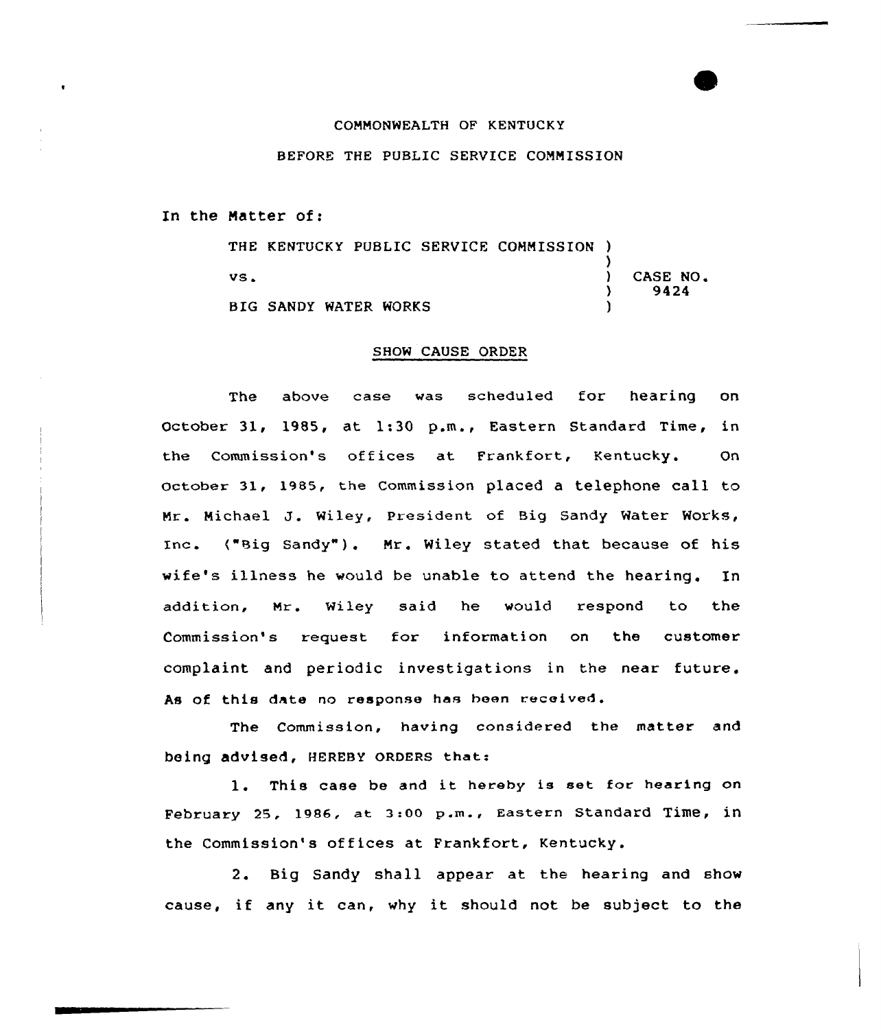COMMONWEALTH OF KENTUCKY

BEFORE THE PUBLIC SERVICE COMMISSION

In the Matter of:

| | | |
|---|---|---|
| THE KENTUCKY PUBLIC SERVICE COMMISSION | ) | |
| | ) | |
| vs. | ) | CASE NO. |
| | ) | 9424 |
| BIG SANDY WATER WORKS | ) | |

## SHOW CAUSE ORDER

The above case was scheduled for hearing on October 31, 1985, at 1:30 p.m., Eastern Standard Time, in the Commission's offices at Frankfort, Kentucky. On October 31, 1985, the Commission placed a telephone call to Mr. Michael J. Wiley, President of Big Sandy Water Works, Inc. ("Big Sandy"). Mr. Wiley stated that because of his wife's illness he would be unable to attend the hearing. In addition, Mr. Wiley said he would respond to the Commission's request for information on the customer complaint and periodic investigations in the near future. As of this date no response has been received.

The Commission, having considered the matter and being advised, HEREBY ORDERS that:

1. This case be and it hereby is set for hearing on February 25, 1986, at 3:00 p.m., Eastern Standard Time, in the Commission's offices at Frankfort, Kentucky.

2. Big Sandy shall appear at the hearing and show cause, if any it can, why it should not be subject to the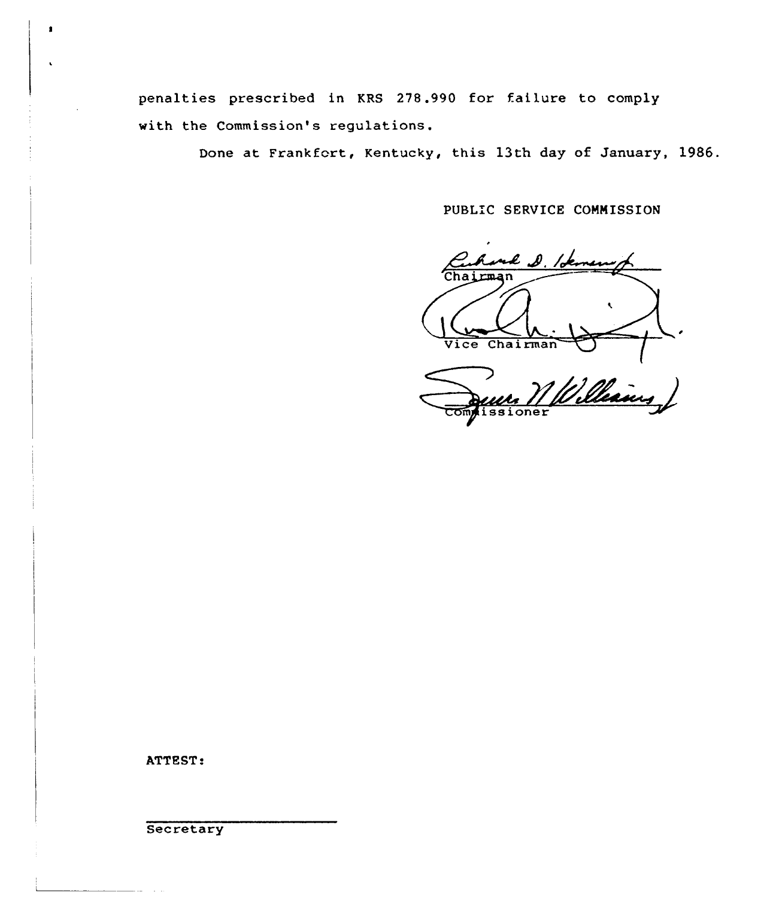penalties prescribed in KRS 278.990 for failure to comply with the Commission's regulations.

Done at Frankfort, Kentucky, this 13th day of January, 1986.

PUBLIC SERVICE COMMISSION

Chairman

Vice Chairman

Commissioner

ATTEST:

Secretary